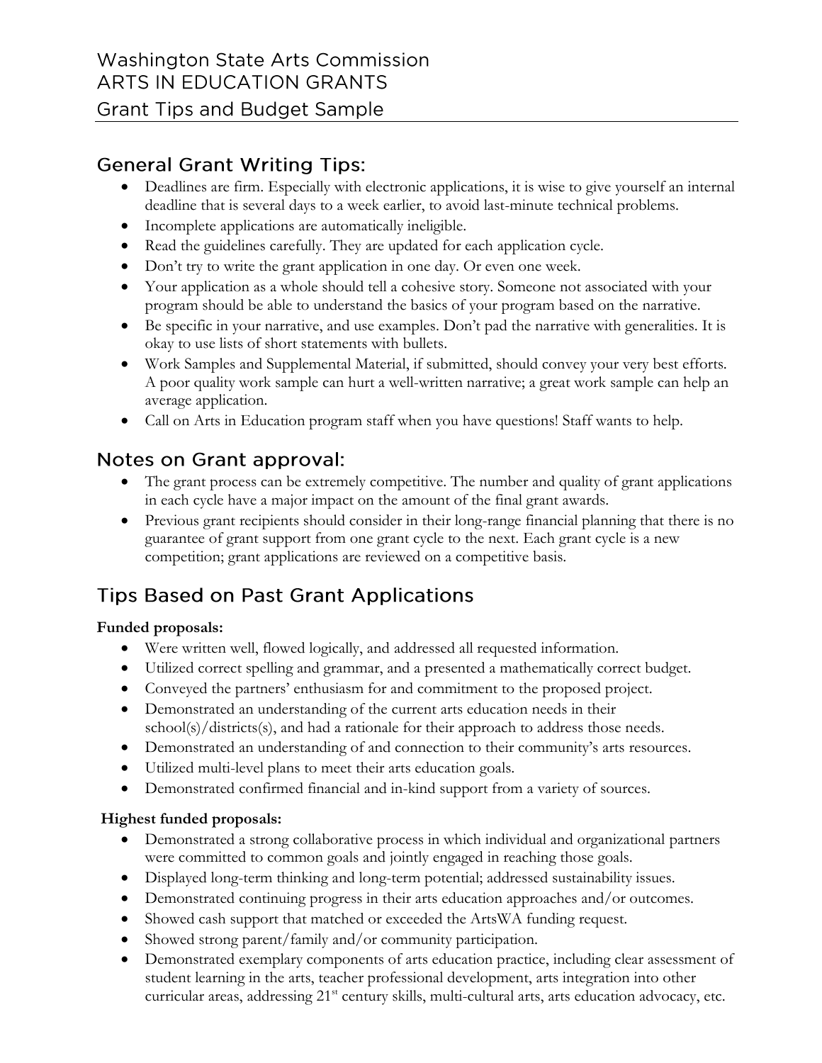# Washington State Arts Commission
# ARTS IN EDUCATION GRANTS
## Grant Tips and Budget Sample

## General Grant Writing Tips:

- Deadlines are firm. Especially with electronic applications, it is wise to give yourself an internal deadline that is several days to a week earlier, to avoid last-minute technical problems.
- Incomplete applications are automatically ineligible.
- Read the guidelines carefully. They are updated for each application cycle.
- Don't try to write the grant application in one day. Or even one week.
- Your application as a whole should tell a cohesive story. Someone not associated with your program should be able to understand the basics of your program based on the narrative.
- Be specific in your narrative, and use examples. Don't pad the narrative with generalities. It is okay to use lists of short statements with bullets.
- Work Samples and Supplemental Material, if submitted, should convey your very best efforts. A poor quality work sample can hurt a well-written narrative; a great work sample can help an average application.
- Call on Arts in Education program staff when you have questions! Staff wants to help.

## Notes on Grant approval:

- The grant process can be extremely competitive. The number and quality of grant applications in each cycle have a major impact on the amount of the final grant awards.
- Previous grant recipients should consider in their long-range financial planning that there is no guarantee of grant support from one grant cycle to the next. Each grant cycle is a new competition; grant applications are reviewed on a competitive basis.

## Tips Based on Past Grant Applications

**Funded proposals:**

- Were written well, flowed logically, and addressed all requested information.
- Utilized correct spelling and grammar, and a presented a mathematically correct budget.
- Conveyed the partners' enthusiasm for and commitment to the proposed project.
- Demonstrated an understanding of the current arts education needs in their school(s)/districts(s), and had a rationale for their approach to address those needs.
- Demonstrated an understanding of and connection to their community's arts resources.
- Utilized multi-level plans to meet their arts education goals.
- Demonstrated confirmed financial and in-kind support from a variety of sources.

**Highest funded proposals:**

- Demonstrated a strong collaborative process in which individual and organizational partners were committed to common goals and jointly engaged in reaching those goals.
- Displayed long-term thinking and long-term potential; addressed sustainability issues.
- Demonstrated continuing progress in their arts education approaches and/or outcomes.
- Showed cash support that matched or exceeded the ArtsWA funding request.
- Showed strong parent/family and/or community participation.
- Demonstrated exemplary components of arts education practice, including clear assessment of student learning in the arts, teacher professional development, arts integration into other curricular areas, addressing 21st century skills, multi-cultural arts, arts education advocacy, etc.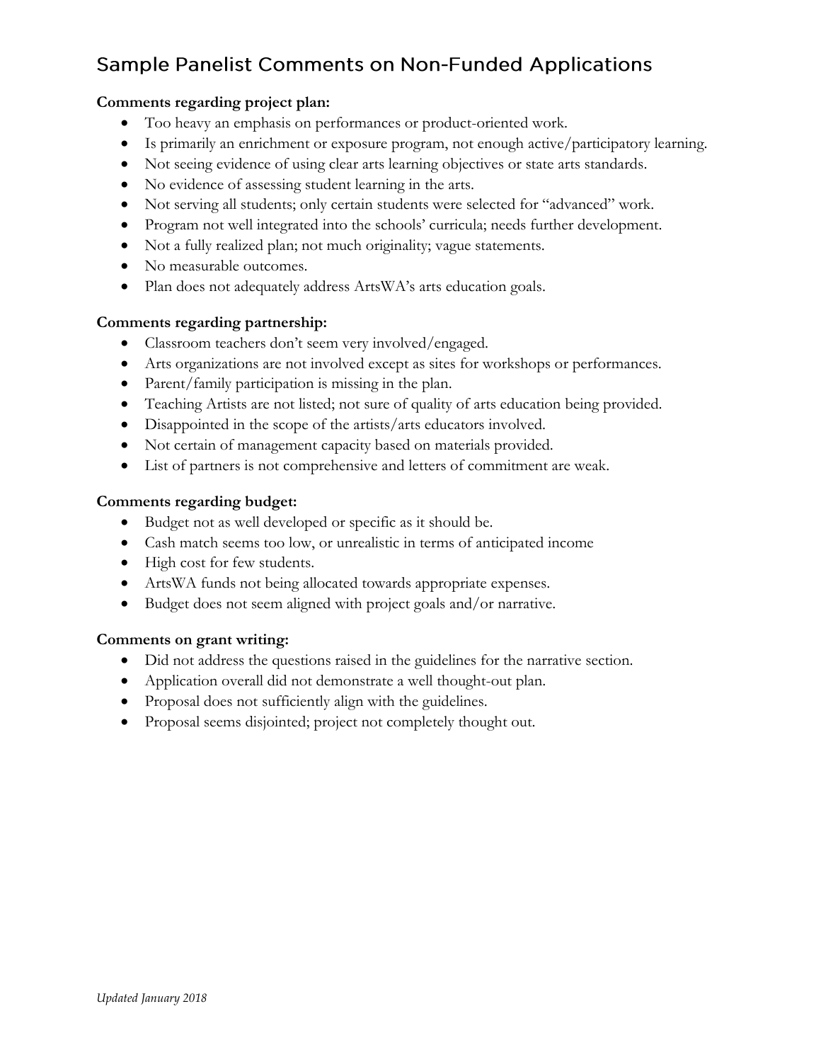# Sample Panelist Comments on Non-Funded Applications

**Comments regarding project plan:**

- Too heavy an emphasis on performances or product-oriented work.
- Is primarily an enrichment or exposure program, not enough active/participatory learning.
- Not seeing evidence of using clear arts learning objectives or state arts standards.
- No evidence of assessing student learning in the arts.
- Not serving all students; only certain students were selected for "advanced" work.
- Program not well integrated into the schools' curricula; needs further development.
- Not a fully realized plan; not much originality; vague statements.
- No measurable outcomes.
- Plan does not adequately address ArtsWA's arts education goals.

**Comments regarding partnership:**

- Classroom teachers don't seem very involved/engaged.
- Arts organizations are not involved except as sites for workshops or performances.
- Parent/family participation is missing in the plan.
- Teaching Artists are not listed; not sure of quality of arts education being provided.
- Disappointed in the scope of the artists/arts educators involved.
- Not certain of management capacity based on materials provided.
- List of partners is not comprehensive and letters of commitment are weak.

**Comments regarding budget:**

- Budget not as well developed or specific as it should be.
- Cash match seems too low, or unrealistic in terms of anticipated income
- High cost for few students.
- ArtsWA funds not being allocated towards appropriate expenses.
- Budget does not seem aligned with project goals and/or narrative.

**Comments on grant writing:**

- Did not address the questions raised in the guidelines for the narrative section.
- Application overall did not demonstrate a well thought-out plan.
- Proposal does not sufficiently align with the guidelines.
- Proposal seems disjointed; project not completely thought out.

*Updated January 2018*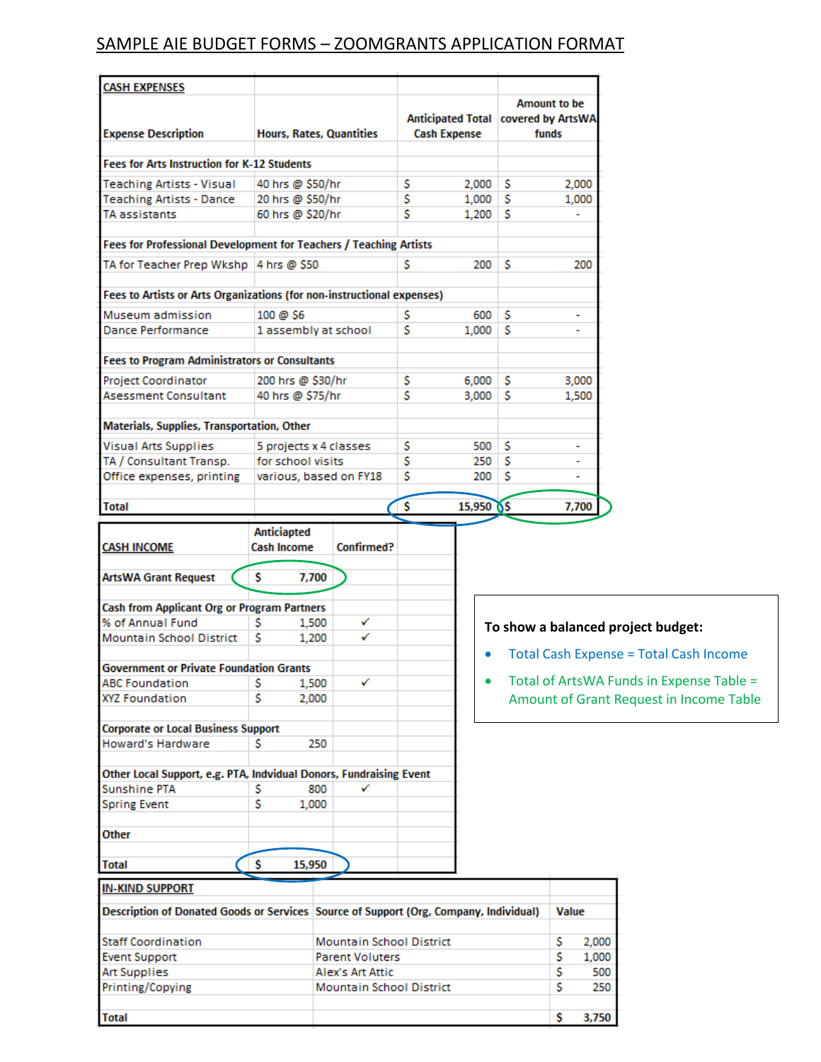SAMPLE AIE BUDGET FORMS – ZOOMGRANTS APPLICATION FORMAT

| CASH EXPENSES | | | |
|---|---|---|---|
| **Expense Description** | **Hours, Rates, Quantities** | **Anticipated Total Cash Expense** | **Amount to be covered by ArtsWA funds** |
| **Fees for Arts Instruction for K-12 Students** | | | |
| Teaching Artists - Visual | 40 hrs @ $50/hr | $ 2,000 | $ 2,000 |
| Teaching Artists - Dance | 20 hrs @ $50/hr | $ 1,000 | $ 1,000 |
| TA assistants | 60 hrs @ $20/hr | $ 1,200 | $ - |
| **Fees for Professional Development for Teachers / Teaching Artists** | | | |
| TA for Teacher Prep Wkshp | 4 hrs @ $50 | $ 200 | $ 200 |
| **Fees to Artists or Arts Organizations (for non-instructional expenses)** | | | |
| Museum admission | 100 @ $6 | $ 600 | $ - |
| Dance Performance | 1 assembly at school | $ 1,000 | $ - |
| **Fees to Program Administrators or Consultants** | | | |
| Project Coordinator | 200 hrs @ $30/hr | $ 6,000 | $ 3,000 |
| Asessment Consultant | 40 hrs @ $75/hr | $ 3,000 | $ 1,500 |
| **Materials, Supplies, Transportation, Other** | | | |
| Visual Arts Supplies | 5 projects x 4 classes | $ 500 | $ - |
| TA / Consultant Transp. | for school visits | $ 250 | $ - |
| Office expenses, printing | various, based on FY18 | $ 200 | $ - |
| **Total** | | $ 15,950 | $ 7,700 |

| CASH INCOME | Anticipated Cash Income | Confirmed? |
|---|---|---|
| **ArtsWA Grant Request** | $ 7,700 | |
| **Cash from Applicant Org or Program Partners** | | |
| % of Annual Fund | $ 1,500 | ✓ |
| Mountain School District | $ 1,200 | ✓ |
| **Government or Private Foundation Grants** | | |
| ABC Foundation | $ 1,500 | ✓ |
| XYZ Foundation | $ 2,000 | |
| **Corporate or Local Business Support** | | |
| Howard's Hardware | $ 250 | |
| **Other Local Support, e.g. PTA, Indvidual Donors, Fundraising Event** | | |
| Sunshine PTA | $ 800 | ✓ |
| Spring Event | $ 1,000 | |
| **Other** | | |
| **Total** | $ 15,950 | |

**To show a balanced project budget:**

- Total Cash Expense = Total Cash Income
- Total of ArtsWA Funds in Expense Table = Amount of Grant Request in Income Table

| IN-KIND SUPPORT | | |
|---|---|---|
| **Description of Donated Goods or Services** | **Source of Support (Org, Company, Individual)** | **Value** |
| Staff Coordination | Mountain School District | $ 2,000 |
| Event Support | Parent Voluters | $ 1,000 |
| Art Supplies | Alex's Art Attic | $ 500 |
| Printing/Copying | Mountain School District | $ 250 |
| **Total** | | $ 3,750 |